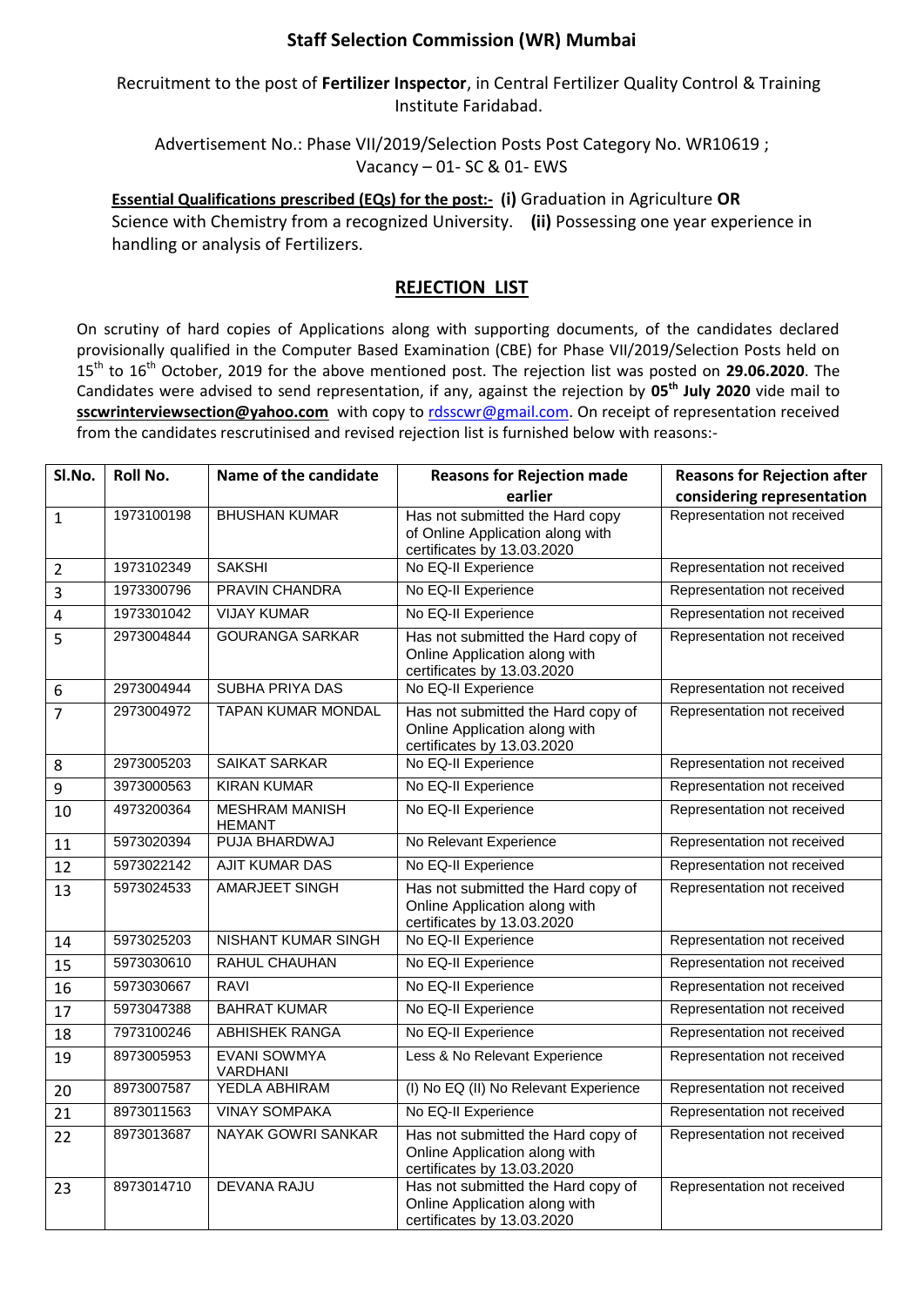## Staff Selection Commission (WR) Mumbai

Recruitment to the post of **Fertilizer Inspector**, in Central Fertilizer Quality Control & Training Institute Faridabad.

Advertisement No.: Phase VII/2019/Selection Posts Post Category No. WR10619 ; Vacancy – 01- SC & 01- EWS

**Essential Qualifications prescribed (EQs) for the post:- (i)** Graduation in Agriculture **OR** Science with Chemistry from a recognized University. **(ii)** Possessing one year experience in handling or analysis of Fertilizers.

## REJECTION LIST

On scrutiny of hard copies of Applications along with supporting documents, of the candidates declared provisionally qualified in the Computer Based Examination (CBE) for Phase VII/2019/Selection Posts held on 15th to 16th October, 2019 for the above mentioned post. The rejection list was posted on **29.06.2020**. The Candidates were advised to send representation, if any, against the rejection by **05th July 2020** vide mail to **sscwrinterviewsection@yahoo.com** with copy to rdsscwr@gmail.com. On receipt of representation received from the candidates rescrutinised and revised rejection list is furnished below with reasons:-

| Sl.No. | Roll No. | Name of the candidate | Reasons for Rejection made earlier | Reasons for Rejection after considering representation |
|---|---|---|---|---|
| 1 | 1973100198 | BHUSHAN KUMAR | Has not submitted the Hard copy of Online Application along with certificates by 13.03.2020 | Representation not received |
| 2 | 1973102349 | SAKSHI | No EQ-II Experience | Representation not received |
| 3 | 1973300796 | PRAVIN CHANDRA | No EQ-II Experience | Representation not received |
| 4 | 1973301042 | VIJAY KUMAR | No EQ-II Experience | Representation not received |
| 5 | 2973004844 | GOURANGA SARKAR | Has not submitted the Hard copy of Online Application along with certificates by 13.03.2020 | Representation not received |
| 6 | 2973004944 | SUBHA PRIYA DAS | No EQ-II Experience | Representation not received |
| 7 | 2973004972 | TAPAN KUMAR MONDAL | Has not submitted the Hard copy of Online Application along with certificates by 13.03.2020 | Representation not received |
| 8 | 2973005203 | SAIKAT SARKAR | No EQ-II Experience | Representation not received |
| 9 | 3973000563 | KIRAN KUMAR | No EQ-II Experience | Representation not received |
| 10 | 4973200364 | MESHRAM MANISH HEMANT | No EQ-II Experience | Representation not received |
| 11 | 5973020394 | PUJA BHARDWAJ | No Relevant Experience | Representation not received |
| 12 | 5973022142 | AJIT KUMAR DAS | No EQ-II Experience | Representation not received |
| 13 | 5973024533 | AMARJEET SINGH | Has not submitted the Hard copy of Online Application along with certificates by 13.03.2020 | Representation not received |
| 14 | 5973025203 | NISHANT KUMAR SINGH | No EQ-II Experience | Representation not received |
| 15 | 5973030610 | RAHUL CHAUHAN | No EQ-II Experience | Representation not received |
| 16 | 5973030667 | RAVI | No EQ-II Experience | Representation not received |
| 17 | 5973047388 | BAHRAT KUMAR | No EQ-II Experience | Representation not received |
| 18 | 7973100246 | ABHISHEK RANGA | No EQ-II Experience | Representation not received |
| 19 | 8973005953 | EVANI SOWMYA VARDHANI | Less & No Relevant Experience | Representation not received |
| 20 | 8973007587 | YEDLA ABHIRAM | (I) No EQ (II) No Relevant Experience | Representation not received |
| 21 | 8973011563 | VINAY SOMPAKA | No EQ-II Experience | Representation not received |
| 22 | 8973013687 | NAYAK GOWRI SANKAR | Has not submitted the Hard copy of Online Application along with certificates by 13.03.2020 | Representation not received |
| 23 | 8973014710 | DEVANA RAJU | Has not submitted the Hard copy of Online Application along with certificates by 13.03.2020 | Representation not received |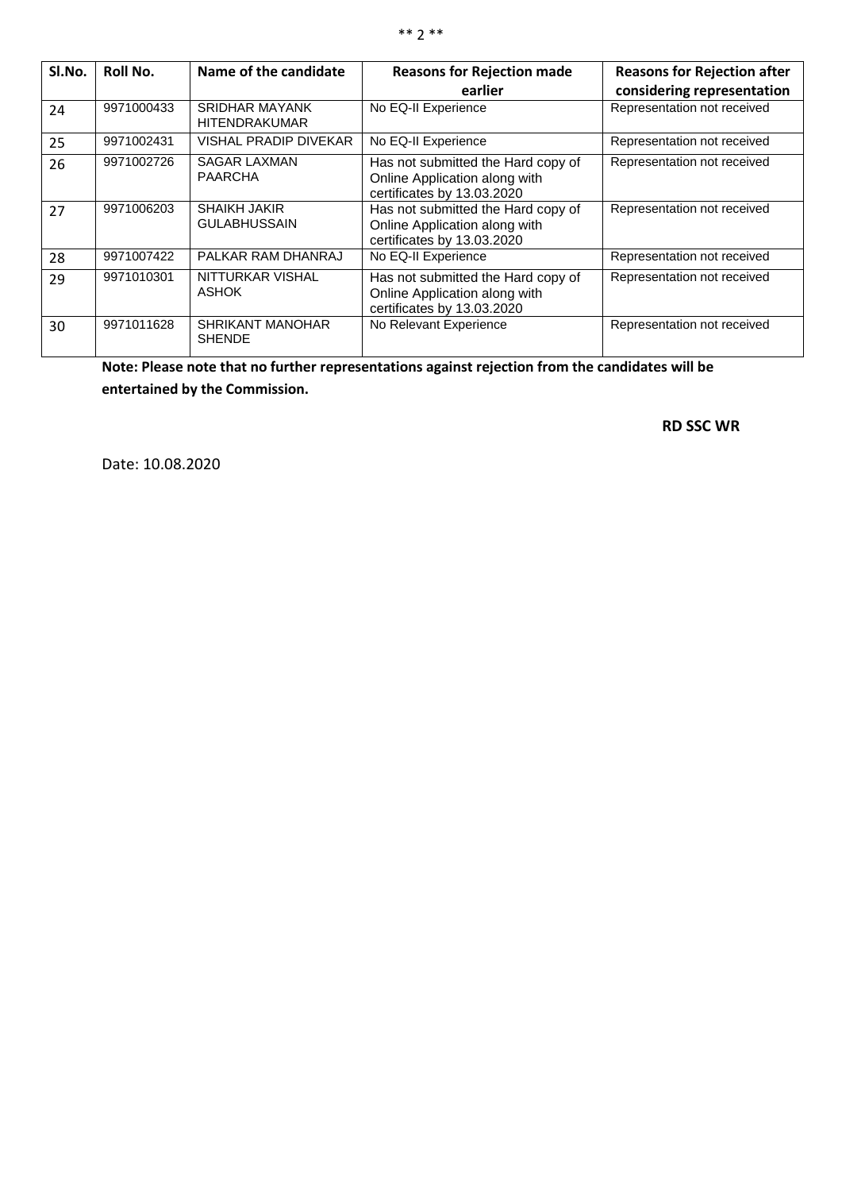| Sl.No. | Roll No. | Name of the candidate | Reasons for Rejection made earlier | Reasons for Rejection after considering representation |
|---|---|---|---|---|
| 24 | 9971000433 | SRIDHAR MAYANK HITENDRAKUMAR | No EQ-II Experience | Representation not received |
| 25 | 9971002431 | VISHAL PRADIP DIVEKAR | No EQ-II Experience | Representation not received |
| 26 | 9971002726 | SAGAR LAXMAN PAARCHA | Has not submitted the Hard copy of Online Application along with certificates by 13.03.2020 | Representation not received |
| 27 | 9971006203 | SHAIKH JAKIR GULABHUSSAIN | Has not submitted the Hard copy of Online Application along with certificates by 13.03.2020 | Representation not received |
| 28 | 9971007422 | PALKAR RAM DHANRAJ | No EQ-II Experience | Representation not received |
| 29 | 9971010301 | NITTURKAR VISHAL ASHOK | Has not submitted the Hard copy of Online Application along with certificates by 13.03.2020 | Representation not received |
| 30 | 9971011628 | SHRIKANT MANOHAR SHENDE | No Relevant Experience | Representation not received |

**Note: Please note that no further representations against rejection from the candidates will be entertained by the Commission.**

**RD SSC WR**

Date: 10.08.2020